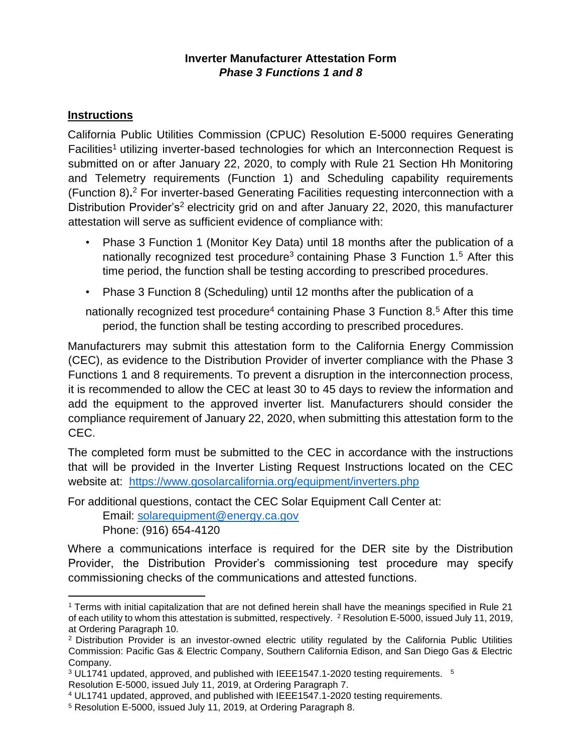**Inverter Manufacturer Attestation Form**
***Phase 3 Functions 1 and 8***

## Instructions

California Public Utilities Commission (CPUC) Resolution E-5000 requires Generating Facilities[1] utilizing inverter-based technologies for which an Interconnection Request is submitted on or after January 22, 2020, to comply with Rule 21 Section Hh Monitoring and Telemetry requirements (Function 1) and Scheduling capability requirements (Function 8)**.**[2] For inverter-based Generating Facilities requesting interconnection with a Distribution Provider's[2] electricity grid on and after January 22, 2020, this manufacturer attestation will serve as sufficient evidence of compliance with:

- Phase 3 Function 1 (Monitor Key Data) until 18 months after the publication of a nationally recognized test procedure[3] containing Phase 3 Function 1.[5] After this time period, the function shall be testing according to prescribed procedures.
- Phase 3 Function 8 (Scheduling) until 12 months after the publication of a nationally recognized test procedure[4] containing Phase 3 Function 8.[5] After this time period, the function shall be testing according to prescribed procedures.

Manufacturers may submit this attestation form to the California Energy Commission (CEC), as evidence to the Distribution Provider of inverter compliance with the Phase 3 Functions 1 and 8 requirements. To prevent a disruption in the interconnection process, it is recommended to allow the CEC at least 30 to 45 days to review the information and add the equipment to the approved inverter list. Manufacturers should consider the compliance requirement of January 22, 2020, when submitting this attestation form to the CEC.

The completed form must be submitted to the CEC in accordance with the instructions that will be provided in the Inverter Listing Request Instructions located on the CEC website at: https://www.gosolarcalifornia.org/equipment/inverters.php

For additional questions, contact the CEC Solar Equipment Call Center at:

Email: solarequipment@energy.ca.gov
Phone: (916) 654-4120

Where a communications interface is required for the DER site by the Distribution Provider, the Distribution Provider's commissioning test procedure may specify commissioning checks of the communications and attested functions.

---

[1] Terms with initial capitalization that are not defined herein shall have the meanings specified in Rule 21 of each utility to whom this attestation is submitted, respectively. [2] Resolution E-5000, issued July 11, 2019, at Ordering Paragraph 10.

[2] Distribution Provider is an investor-owned electric utility regulated by the California Public Utilities Commission: Pacific Gas & Electric Company, Southern California Edison, and San Diego Gas & Electric Company.

[3] UL1741 updated, approved, and published with IEEE1547.1-2020 testing requirements. [5] Resolution E-5000, issued July 11, 2019, at Ordering Paragraph 7.

[4] UL1741 updated, approved, and published with IEEE1547.1-2020 testing requirements.

[5] Resolution E-5000, issued July 11, 2019, at Ordering Paragraph 8.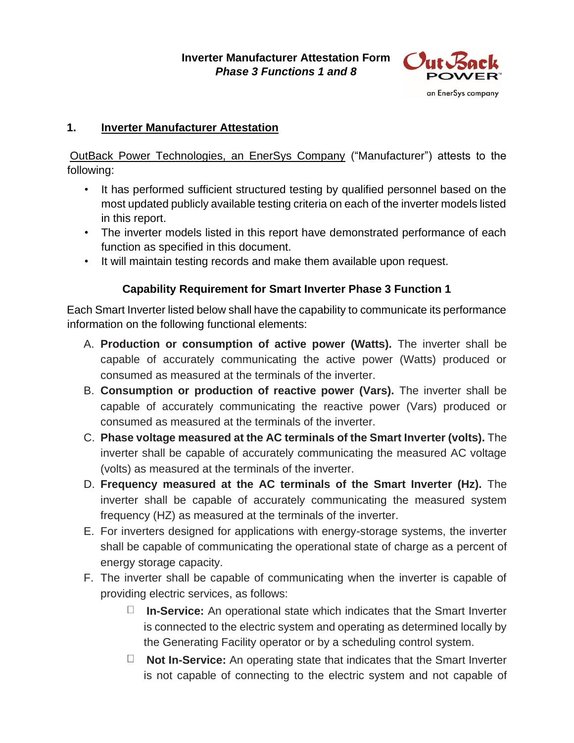**Inverter Manufacturer Attestation Form**
***Phase 3 Functions 1 and 8***

## 1. Inverter Manufacturer Attestation

OutBack Power Technologies, an EnerSys Company ("Manufacturer") attests to the following:

- It has performed sufficient structured testing by qualified personnel based on the most updated publicly available testing criteria on each of the inverter models listed in this report.
- The inverter models listed in this report have demonstrated performance of each function as specified in this document.
- It will maintain testing records and make them available upon request.

### Capability Requirement for Smart Inverter Phase 3 Function 1

Each Smart Inverter listed below shall have the capability to communicate its performance information on the following functional elements:

A. **Production or consumption of active power (Watts).** The inverter shall be capable of accurately communicating the active power (Watts) produced or consumed as measured at the terminals of the inverter.

B. **Consumption or production of reactive power (Vars).** The inverter shall be capable of accurately communicating the reactive power (Vars) produced or consumed as measured at the terminals of the inverter.

C. **Phase voltage measured at the AC terminals of the Smart Inverter (volts).** The inverter shall be capable of accurately communicating the measured AC voltage (volts) as measured at the terminals of the inverter.

D. **Frequency measured at the AC terminals of the Smart Inverter (Hz).** The inverter shall be capable of accurately communicating the measured system frequency (HZ) as measured at the terminals of the inverter.

E. For inverters designed for applications with energy-storage systems, the inverter shall be capable of communicating the operational state of charge as a percent of energy storage capacity.

F. The inverter shall be capable of communicating when the inverter is capable of providing electric services, as follows:

- **In-Service:** An operational state which indicates that the Smart Inverter is connected to the electric system and operating as determined locally by the Generating Facility operator or by a scheduling control system.
- **Not In-Service:** An operating state that indicates that the Smart Inverter is not capable of connecting to the electric system and not capable of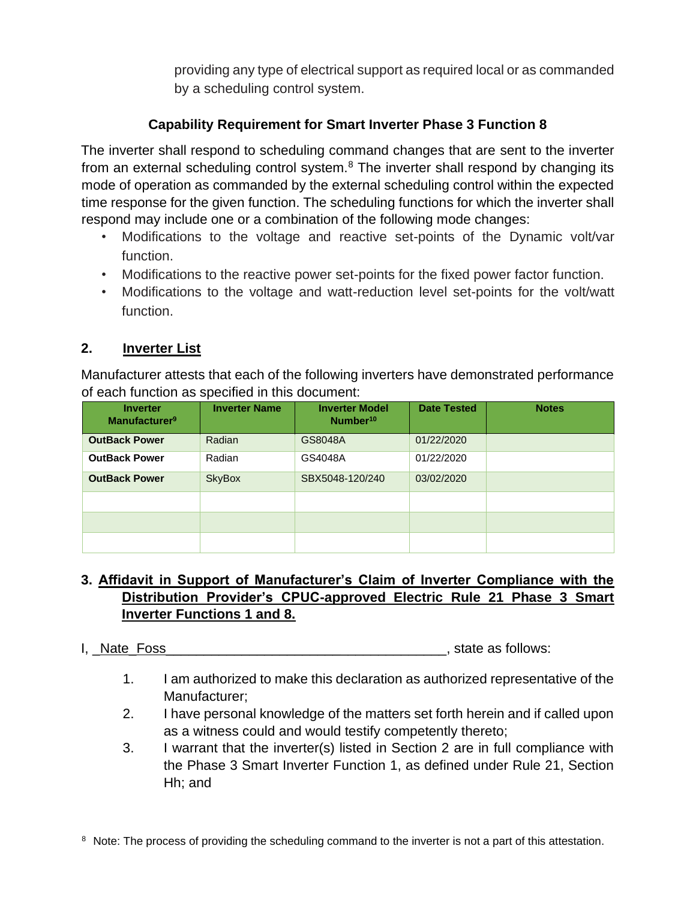providing any type of electrical support as required local or as commanded by a scheduling control system.

### Capability Requirement for Smart Inverter Phase 3 Function 8

The inverter shall respond to scheduling command changes that are sent to the inverter from an external scheduling control system.[8] The inverter shall respond by changing its mode of operation as commanded by the external scheduling control within the expected time response for the given function. The scheduling functions for which the inverter shall respond may include one or a combination of the following mode changes:

- Modifications to the voltage and reactive set-points of the Dynamic volt/var function.
- Modifications to the reactive power set-points for the fixed power factor function.
- Modifications to the voltage and watt-reduction level set-points for the volt/watt function.

## 2. Inverter List

Manufacturer attests that each of the following inverters have demonstrated performance of each function as specified in this document:

| Inverter Manufacturer[9] | Inverter Name | Inverter Model Number[10] | Date Tested | Notes |
|---|---|---|---|---|
| **OutBack Power** | Radian | GS8048A | 01/22/2020 | |
| **OutBack Power** | Radian | GS4048A | 01/22/2020 | |
| **OutBack Power** | SkyBox | SBX5048-120/240 | 03/02/2020 | |
| | | | | |
| | | | | |
| | | | | |

## 3. Affidavit in Support of Manufacturer's Claim of Inverter Compliance with the Distribution Provider's CPUC-approved Electric Rule 21 Phase 3 Smart Inverter Functions 1 and 8.

I, _Nate_Foss_____________________________________, state as follows:

1. I am authorized to make this declaration as authorized representative of the Manufacturer;
2. I have personal knowledge of the matters set forth herein and if called upon as a witness could and would testify competently thereto;
3. I warrant that the inverter(s) listed in Section 2 are in full compliance with the Phase 3 Smart Inverter Function 1, as defined under Rule 21, Section Hh; and

[8] Note: The process of providing the scheduling command to the inverter is not a part of this attestation.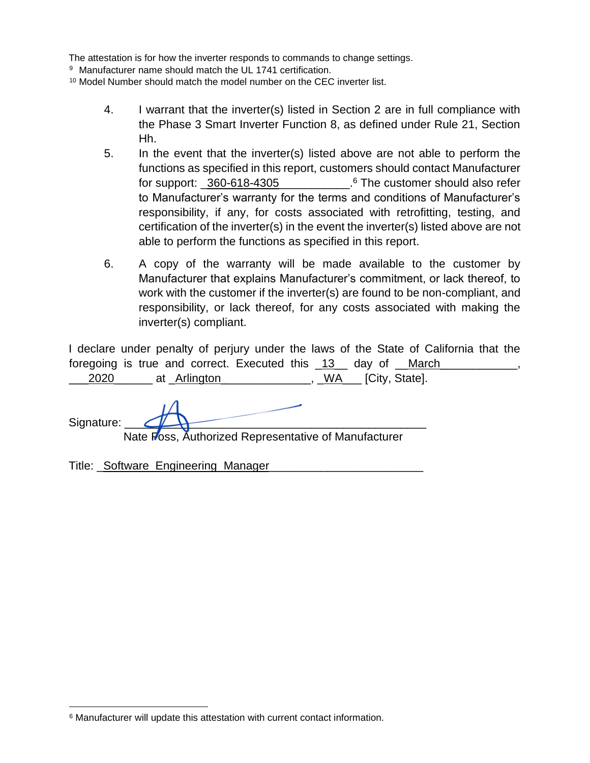The attestation is for how the inverter responds to commands to change settings.

[9] Manufacturer name should match the UL 1741 certification.

[10] Model Number should match the model number on the CEC inverter list.

4. I warrant that the inverter(s) listed in Section 2 are in full compliance with the Phase 3 Smart Inverter Function 8, as defined under Rule 21, Section Hh.
5. In the event that the inverter(s) listed above are not able to perform the functions as specified in this report, customers should contact Manufacturer for support: 360-618-4305.[6] The customer should also refer to Manufacturer's warranty for the terms and conditions of Manufacturer's responsibility, if any, for costs associated with retrofitting, testing, and certification of the inverter(s) in the event the inverter(s) listed above are not able to perform the functions as specified in this report.
6. A copy of the warranty will be made available to the customer by Manufacturer that explains Manufacturer's commitment, or lack thereof, to work with the customer if the inverter(s) are found to be non-compliant, and responsibility, or lack thereof, for any costs associated with making the inverter(s) compliant.

I declare under penalty of perjury under the laws of the State of California that the foregoing is true and correct. Executed this 13 day of March, 2020 at Arlington, WA [City, State].

Signature: ________________________________

Nate Foss, Authorized Representative of Manufacturer

Title: Software Engineering Manager

[6] Manufacturer will update this attestation with current contact information.